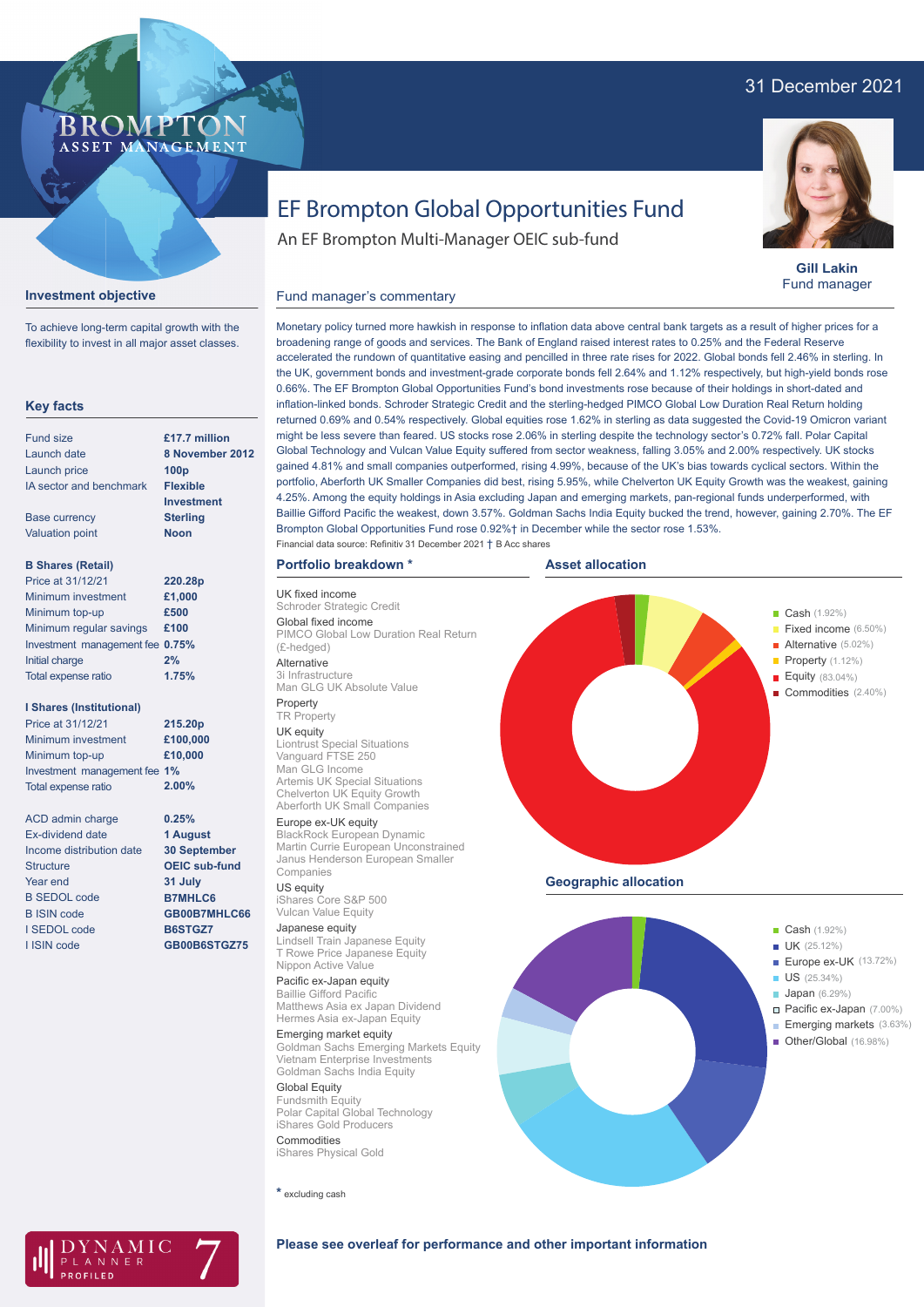31 December 2021

BROMPTON ASSET MANAGEMENT

# EF Brompton Global Opportunities Fund

An EF Brompton Multi-Manager OEIC sub-fund

**Gill Lakin**
Fund manager

## Investment objective

To achieve long-term capital growth with the flexibility to invest in all major asset classes.

## Key facts

| | |
|---|---|
| Fund size | £17.7 million |
| Launch date | 8 November 2012 |
| Launch price | 100p |
| IA sector and benchmark | Flexible Investment |
| Base currency | Sterling |
| Valuation point | Noon |

**B Shares (Retail)**

| | |
|---|---|
| Price at 31/12/21 | 220.28p |
| Minimum investment | £1,000 |
| Minimum top-up | £500 |
| Minimum regular savings | £100 |
| Investment management fee | 0.75% |
| Initial charge | 2% |
| Total expense ratio | 1.75% |

**I Shares (Institutional)**

| | |
|---|---|
| Price at 31/12/21 | 215.20p |
| Minimum investment | £100,000 |
| Minimum top-up | £10,000 |
| Investment management fee | 1% |
| Total expense ratio | 2.00% |

| | |
|---|---|
| ACD admin charge | 0.25% |
| Ex-dividend date | 1 August |
| Income distribution date | 30 September |
| Structure | OEIC sub-fund |
| Year end | 31 July |
| B SEDOL code | B7MHLC6 |
| B ISIN code | GB00B7MHLC66 |
| I SEDOL code | B6STGZ7 |
| I ISIN code | GB00B6STGZ75 |

## Fund manager's commentary

Monetary policy turned more hawkish in response to inflation data above central bank targets as a result of higher prices for a broadening range of goods and services. The Bank of England raised interest rates to 0.25% and the Federal Reserve accelerated the rundown of quantitative easing and pencilled in three rate rises for 2022. Global bonds fell 2.46% in sterling. In the UK, government bonds and investment-grade corporate bonds fell 2.64% and 1.12% respectively, but high-yield bonds rose 0.66%. The EF Brompton Global Opportunities Fund's bond investments rose because of their holdings in short-dated and inflation-linked bonds. Schroder Strategic Credit and the sterling-hedged PIMCO Global Low Duration Real Return holding returned 0.69% and 0.54% respectively. Global equities rose 1.62% in sterling as data suggested the Covid-19 Omicron variant might be less severe than feared. US stocks rose 2.06% in sterling despite the technology sector's 0.72% fall. Polar Capital Global Technology and Vulcan Value Equity suffered from sector weakness, falling 3.05% and 2.00% respectively. UK stocks gained 4.41% and small companies outperformed, rising 4.99%, because of the UK's bias towards cyclical sectors. Within the portfolio, Aberforth UK Smaller Companies did best, rising 5.95%, while Chelverton UK Equity Growth was the weakest, gaining 4.25%. Among the equity holdings in Asia excluding Japan and emerging markets, pan-regional funds underperformed, with Baillie Gifford Pacific the weakest, down 3.57%. Goldman Sachs India Equity bucked the trend, however, gaining 2.70%. The EF Brompton Global Opportunities Fund rose 0.92%† in December while the sector rose 1.53%.

Financial data source: Refinitiv 31 December 2021 † B Acc shares

## Portfolio breakdown *

**UK fixed income**
Schroder Strategic Credit

**Global fixed income**
PIMCO Global Low Duration Real Return (£-hedged)

**Alternative**
3i Infrastructure
Man GLG UK Absolute Value

**Property**
TR Property

**UK equity**
Liontrust Special Situations
Vanguard FTSE 250
Man GLG Income
Artemis UK Special Situations
Chelverton UK Equity Growth
Aberforth UK Small Companies

**Europe ex-UK equity**
BlackRock European Dynamic
Martin Currie European Unconstrained
Janus Henderson European Smaller Companies

**US equity**
iShares Core S&P 500
Vulcan Value Equity

**Japanese equity**
Lindsell Train Japanese Equity
T Rowe Price Japanese Equity
Nippon Active Value

**Pacific ex-Japan equity**
Baillie Gifford Pacific
Matthews Asia ex Japan Dividend
Hermes Asia ex-Japan Equity

**Emerging market equity**
Goldman Sachs Emerging Markets Equity
Vietnam Enterprise Investments
Goldman Sachs India Equity

**Global Equity**
Fundsmith Equity
Polar Capital Global Technology
iShares Gold Producers

**Commodities**
iShares Physical Gold

* excluding cash

## Asset allocation

- Cash (1.92%)
- Fixed income (6.50%)
- Alternative (5.02%)
- Property (1.12%)
- Equity (83.04%)
- Commodities (2.40%)

## Geographic allocation

- Cash (1.92%)
- UK (25.12%)
- Europe ex-UK (13.72%)
- US (25.34%)
- Japan (6.29%)
- Pacific ex-Japan (7.00%)
- Emerging markets (3.63%)
- Other/Global (16.98%)

DYNAMIC PLANNER PROFILED 7

**Please see overleaf for performance and other important information**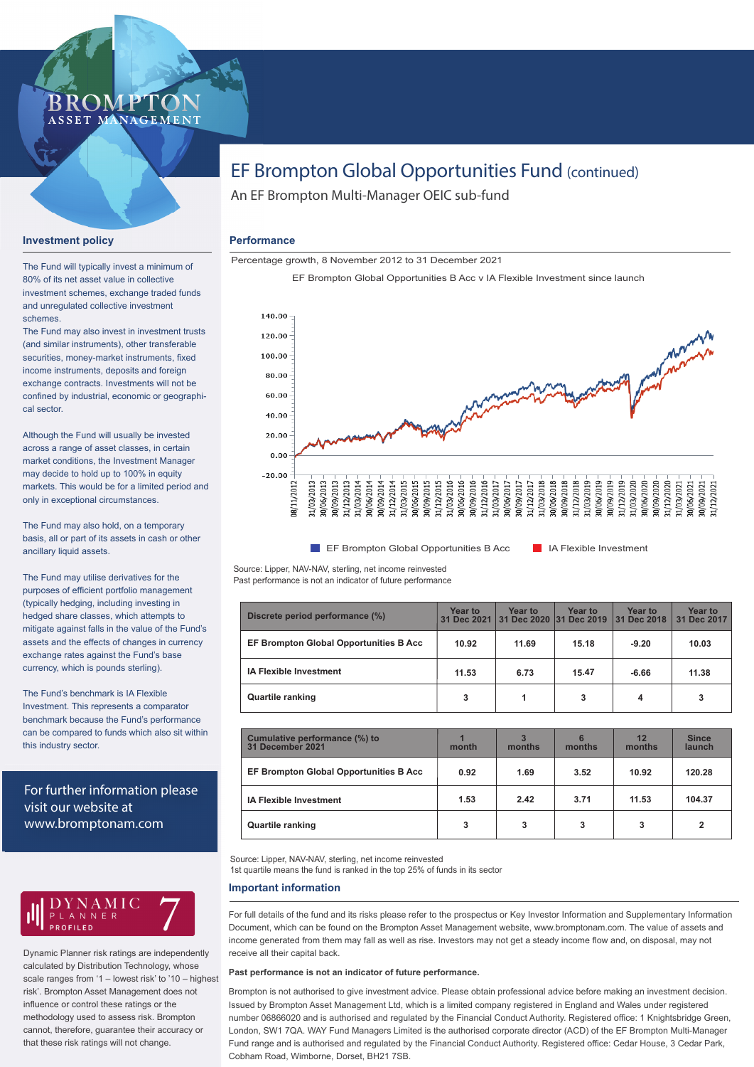BROMPTON
ASSET MANAGEMENT

# EF Brompton Global Opportunities Fund (continued)

An EF Brompton Multi-Manager OEIC sub-fund

## Investment policy

The Fund will typically invest a minimum of 80% of its net asset value in collective investment schemes, exchange traded funds and unregulated collective investment schemes.

The Fund may also invest in investment trusts (and similar instruments), other transferable securities, money-market instruments, fixed income instruments, deposits and foreign exchange contracts. Investments will not be confined by industrial, economic or geographical sector.

Although the Fund will usually be invested across a range of asset classes, in certain market conditions, the Investment Manager may decide to hold up to 100% in equity markets. This would be for a limited period and only in exceptional circumstances.

The Fund may also hold, on a temporary basis, all or part of its assets in cash or other ancillary liquid assets.

The Fund may utilise derivatives for the purposes of efficient portfolio management (typically hedging, including investing in hedged share classes, which attempts to mitigate against falls in the value of the Fund's assets and the effects of changes in currency exchange rates against the Fund's base currency, which is pounds sterling).

The Fund's benchmark is IA Flexible Investment. This represents a comparator benchmark because the Fund's performance can be compared to funds which also sit within this industry sector.

For further information please visit our website at www.bromptonam.com

DYNAMIC PLANNER PROFILED 7

Dynamic Planner risk ratings are independently calculated by Distribution Technology, whose scale ranges from '1 – lowest risk' to '10 – highest risk'. Brompton Asset Management does not influence or control these ratings or the methodology used to assess risk. Brompton cannot, therefore, guarantee their accuracy or that these risk ratings will not change.

## Performance

Percentage growth, 8 November 2012 to 31 December 2021

EF Brompton Global Opportunities B Acc v IA Flexible Investment since launch

140.00
120.00
100.00
80.00
60.00
40.00
20.00
0.00
-20.00

08/11/2012, 31/03/2013, 30/06/2013, 30/09/2013, 31/12/2013, 31/03/2014, 30/06/2014, 30/09/2014, 31/12/2014, 31/03/2015, 30/06/2015, 30/09/2015, 31/12/2015, 31/03/2016, 30/06/2016, 30/09/2016, 31/12/2016, 31/03/2017, 30/06/2017, 30/09/2017, 31/12/2017, 31/03/2018, 30/06/2018, 30/09/2018, 31/12/2018, 31/03/2019, 30/06/2019, 30/09/2019, 31/12/2019, 31/03/2020, 30/06/2020, 30/09/2020, 31/12/2020, 31/03/2021, 30/06/2021, 30/09/2021, 31/12/2021

EF Brompton Global Opportunities B Acc
IA Flexible Investment

Source: Lipper, NAV-NAV, sterling, net income reinvested
Past performance is not an indicator of future performance

| Discrete period performance (%) | Year to 31 Dec 2021 | Year to 31 Dec 2020 | Year to 31 Dec 2019 | Year to 31 Dec 2018 | Year to 31 Dec 2017 |
|---|---|---|---|---|---|
| EF Brompton Global Opportunities B Acc | 10.92 | 11.69 | 15.18 | -9.20 | 10.03 |
| IA Flexible Investment | 11.53 | 6.73 | 15.47 | -6.66 | 11.38 |
| Quartile ranking | 3 | 1 | 3 | 4 | 3 |

| Cumulative performance (%) to 31 December 2021 | 1 month | 3 months | 6 months | 12 months | Since launch |
|---|---|---|---|---|---|
| EF Brompton Global Opportunities B Acc | 0.92 | 1.69 | 3.52 | 10.92 | 120.28 |
| IA Flexible Investment | 1.53 | 2.42 | 3.71 | 11.53 | 104.37 |
| Quartile ranking | 3 | 3 | 3 | 3 | 2 |

Source: Lipper, NAV-NAV, sterling, net income reinvested
1st quartile means the fund is ranked in the top 25% of funds in its sector

## Important information

For full details of the fund and its risks please refer to the prospectus or Key Investor Information and Supplementary Information Document, which can be found on the Brompton Asset Management website, www.bromptonam.com. The value of assets and income generated from them may fall as well as rise. Investors may not get a steady income flow and, on disposal, may not receive all their capital back.

**Past performance is not an indicator of future performance.**

Brompton is not authorised to give investment advice. Please obtain professional advice before making an investment decision. Issued by Brompton Asset Management Ltd, which is a limited company registered in England and Wales under registered number 06866020 and is authorised and regulated by the Financial Conduct Authority. Registered office: 1 Knightsbridge Green, London, SW1 7QA. WAY Fund Managers Limited is the authorised corporate director (ACD) of the EF Brompton Multi-Manager Fund range and is authorised and regulated by the Financial Conduct Authority. Registered office: Cedar House, 3 Cedar Park, Cobham Road, Wimborne, Dorset, BH21 7SB.